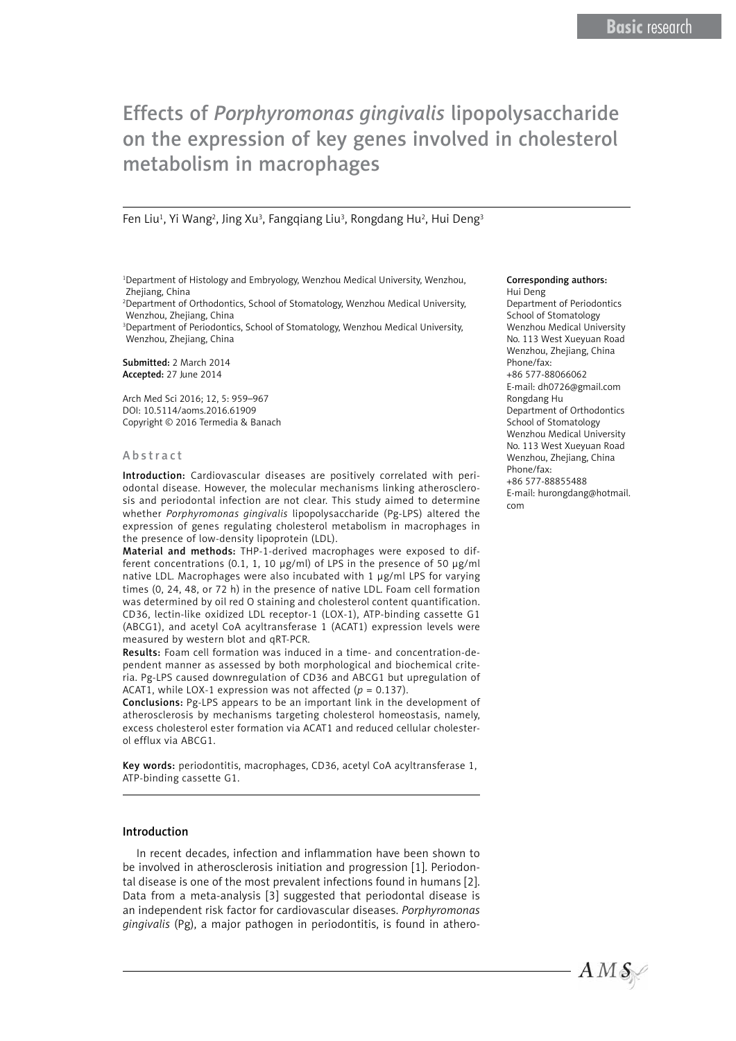# Effects of *Porphyromonas gingivalis* lipopolysaccharide on the expression of key genes involved in cholesterol metabolism in macrophages

Fen Liu[1], Yi Wang[2], Jing Xu[3], Fangqiang Liu[3], Rongdang Hu[2], Hui Deng[3]

[1]Department of Histology and Embryology, Wenzhou Medical University, Wenzhou, Zhejiang, China
[2]Department of Orthodontics, School of Stomatology, Wenzhou Medical University, Wenzhou, Zhejiang, China
[3]Department of Periodontics, School of Stomatology, Wenzhou Medical University, Wenzhou, Zhejiang, China

**Submitted:** 2 March 2014
**Accepted:** 27 June 2014

Arch Med Sci 2016; 12, 5: 959–967
DOI: 10.5114/aoms.2016.61909
Copyright © 2016 Termedia & Banach

**Corresponding authors:**
Hui Deng
Department of Periodontics
School of Stomatology
Wenzhou Medical University
No. 113 West Xueyuan Road
Wenzhou, Zhejiang, China
Phone/fax:
+86 577-88066062
E-mail: dh0726@gmail.com
Rongdang Hu
Department of Orthodontics
School of Stomatology
Wenzhou Medical University
No. 113 West Xueyuan Road
Wenzhou, Zhejiang, China
Phone/fax:
+86 577-88855488
E-mail: hurongdang@hotmail.com

## Abstract

**Introduction:** Cardiovascular diseases are positively correlated with periodontal disease. However, the molecular mechanisms linking atherosclerosis and periodontal infection are not clear. This study aimed to determine whether *Porphyromonas gingivalis* lipopolysaccharide (Pg-LPS) altered the expression of genes regulating cholesterol metabolism in macrophages in the presence of low-density lipoprotein (LDL).

**Material and methods:** THP-1-derived macrophages were exposed to different concentrations (0.1, 1, 10 μg/ml) of LPS in the presence of 50 μg/ml native LDL. Macrophages were also incubated with 1 μg/ml LPS for varying times (0, 24, 48, or 72 h) in the presence of native LDL. Foam cell formation was determined by oil red O staining and cholesterol content quantification. CD36, lectin-like oxidized LDL receptor-1 (LOX-1), ATP-binding cassette G1 (ABCG1), and acetyl CoA acyltransferase 1 (ACAT1) expression levels were measured by western blot and qRT-PCR.

**Results:** Foam cell formation was induced in a time- and concentration-dependent manner as assessed by both morphological and biochemical criteria. Pg-LPS caused downregulation of CD36 and ABCG1 but upregulation of ACAT1, while LOX-1 expression was not affected ($p = 0.137$).

**Conclusions:** Pg-LPS appears to be an important link in the development of atherosclerosis by mechanisms targeting cholesterol homeostasis, namely, excess cholesterol ester formation via ACAT1 and reduced cellular cholesterol efflux via ABCG1.

**Key words:** periodontitis, macrophages, CD36, acetyl CoA acyltransferase 1, ATP-binding cassette G1.

## Introduction

In recent decades, infection and inflammation have been shown to be involved in atherosclerosis initiation and progression [1]. Periodontal disease is one of the most prevalent infections found in humans [2]. Data from a meta-analysis [3] suggested that periodontal disease is an independent risk factor for cardiovascular diseases. *Porphyromonas gingivalis* (Pg), a major pathogen in periodontitis, is found in athero-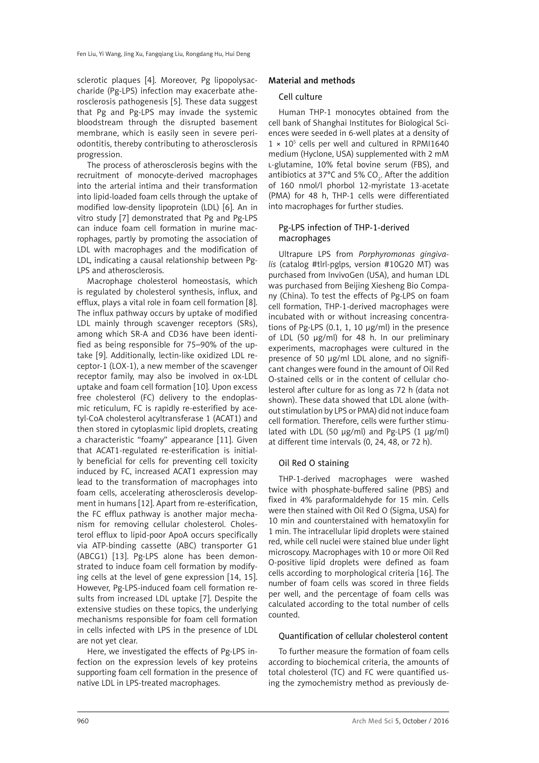sclerotic plaques [4]. Moreover, Pg lipopolysaccharide (Pg-LPS) infection may exacerbate atherosclerosis pathogenesis [5]. These data suggest that Pg and Pg-LPS may invade the systemic bloodstream through the disrupted basement membrane, which is easily seen in severe periodontitis, thereby contributing to atherosclerosis progression.

The process of atherosclerosis begins with the recruitment of monocyte-derived macrophages into the arterial intima and their transformation into lipid-loaded foam cells through the uptake of modified low-density lipoprotein (LDL) [6]. An in vitro study [7] demonstrated that Pg and Pg-LPS can induce foam cell formation in murine macrophages, partly by promoting the association of LDL with macrophages and the modification of LDL, indicating a causal relationship between Pg-LPS and atherosclerosis.

Macrophage cholesterol homeostasis, which is regulated by cholesterol synthesis, influx, and efflux, plays a vital role in foam cell formation [8]. The influx pathway occurs by uptake of modified LDL mainly through scavenger receptors (SRs), among which SR-A and CD36 have been identified as being responsible for 75–90% of the uptake [9]. Additionally, lectin-like oxidized LDL receptor-1 (LOX-1), a new member of the scavenger receptor family, may also be involved in ox-LDL uptake and foam cell formation [10]. Upon excess free cholesterol (FC) delivery to the endoplasmic reticulum, FC is rapidly re-esterified by acetyl-CoA cholesterol acyltransferase 1 (ACAT1) and then stored in cytoplasmic lipid droplets, creating a characteristic "foamy" appearance [11]. Given that ACAT1-regulated re-esterification is initially beneficial for cells for preventing cell toxicity induced by FC, increased ACAT1 expression may lead to the transformation of macrophages into foam cells, accelerating atherosclerosis development in humans [12]. Apart from re-esterification, the FC efflux pathway is another major mechanism for removing cellular cholesterol. Cholesterol efflux to lipid-poor ApoA occurs specifically via ATP-binding cassette (ABC) transporter G1 (ABCG1) [13]. Pg-LPS alone has been demonstrated to induce foam cell formation by modifying cells at the level of gene expression [14, 15]. However, Pg-LPS-induced foam cell formation results from increased LDL uptake [7]. Despite the extensive studies on these topics, the underlying mechanisms responsible for foam cell formation in cells infected with LPS in the presence of LDL are not yet clear.

Here, we investigated the effects of Pg-LPS infection on the expression levels of key proteins supporting foam cell formation in the presence of native LDL in LPS-treated macrophages.

## Material and methods

### Cell culture

Human THP-1 monocytes obtained from the cell bank of Shanghai Institutes for Biological Sciences were seeded in 6-well plates at a density of $1 \times 10^5$ cells per well and cultured in RPMI1640 medium (Hyclone, USA) supplemented with 2 mM L-glutamine, 10% fetal bovine serum (FBS), and antibiotics at 37°C and 5% $CO_2$. After the addition of 160 nmol/l phorbol 12-myristate 13-acetate (PMA) for 48 h, THP-1 cells were differentiated into macrophages for further studies.

### Pg-LPS infection of THP-1-derived macrophages

Ultrapure LPS from *Porphyromonas gingivalis* (catalog #tlrl-pglps, version #10G20 MT) was purchased from InvivoGen (USA), and human LDL was purchased from Beijing Xiesheng Bio Company (China). To test the effects of Pg-LPS on foam cell formation, THP-1-derived macrophages were incubated with or without increasing concentrations of Pg-LPS (0.1, 1, 10 μg/ml) in the presence of LDL (50 μg/ml) for 48 h. In our preliminary experiments, macrophages were cultured in the presence of 50 μg/ml LDL alone, and no significant changes were found in the amount of Oil Red O-stained cells or in the content of cellular cholesterol after culture for as long as 72 h (data not shown). These data showed that LDL alone (without stimulation by LPS or PMA) did not induce foam cell formation. Therefore, cells were further stimulated with LDL (50 μg/ml) and Pg-LPS (1 μg/ml) at different time intervals (0, 24, 48, or 72 h).

### Oil Red O staining

THP-1-derived macrophages were washed twice with phosphate-buffered saline (PBS) and fixed in 4% paraformaldehyde for 15 min. Cells were then stained with Oil Red O (Sigma, USA) for 10 min and counterstained with hematoxylin for 1 min. The intracellular lipid droplets were stained red, while cell nuclei were stained blue under light microscopy. Macrophages with 10 or more Oil Red O-positive lipid droplets were defined as foam cells according to morphological criteria [16]. The number of foam cells was scored in three fields per well, and the percentage of foam cells was calculated according to the total number of cells counted.

### Quantification of cellular cholesterol content

To further measure the formation of foam cells according to biochemical criteria, the amounts of total cholesterol (TC) and FC were quantified using the zymochemistry method as previously de-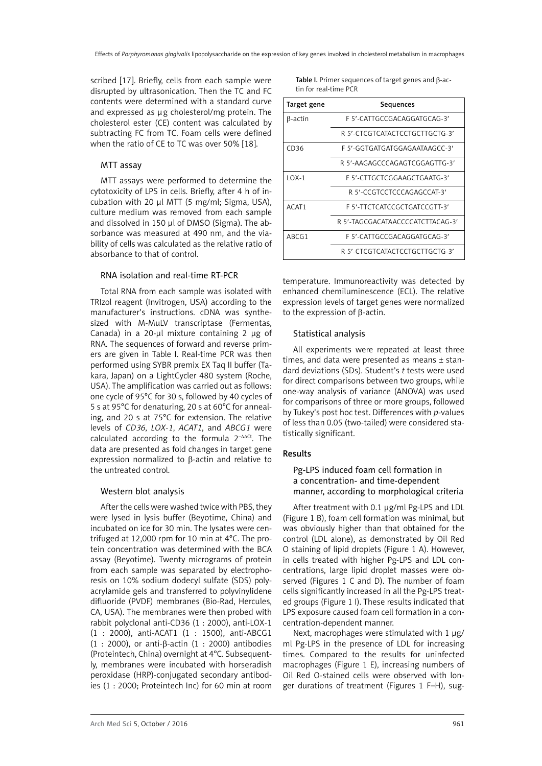scribed [17]. Briefly, cells from each sample were disrupted by ultrasonication. Then the TC and FC contents were determined with a standard curve and expressed as µg cholesterol/mg protein. The cholesterol ester (CE) content was calculated by subtracting FC from TC. Foam cells were defined when the ratio of CE to TC was over 50% [18].

### MTT assay

MTT assays were performed to determine the cytotoxicity of LPS in cells. Briefly, after 4 h of incubation with 20 µl MTT (5 mg/ml; Sigma, USA), culture medium was removed from each sample and dissolved in 150 µl of DMSO (Sigma). The absorbance was measured at 490 nm, and the viability of cells was calculated as the relative ratio of absorbance to that of control.

### RNA isolation and real-time RT-PCR

Total RNA from each sample was isolated with TRIzol reagent (Invitrogen, USA) according to the manufacturer's instructions. cDNA was synthesized with M-MuLV transcriptase (Fermentas, Canada) in a 20-µl mixture containing 2 µg of RNA. The sequences of forward and reverse primers are given in Table I. Real-time PCR was then performed using SYBR premix EX Taq II buffer (Takara, Japan) on a LightCycler 480 system (Roche, USA). The amplification was carried out as follows: one cycle of 95°C for 30 s, followed by 40 cycles of 5 s at 95°C for denaturing, 20 s at 60°C for annealing, and 20 s at 75°C for extension. The relative levels of *CD36*, *LOX-1*, *ACAT1*, and *ABCG1* were calculated according to the formula $2^{-\Delta\Delta Ct}$. The data are presented as fold changes in target gene expression normalized to β-actin and relative to the untreated control.

### Western blot analysis

After the cells were washed twice with PBS, they were lysed in lysis buffer (Beyotime, China) and incubated on ice for 30 min. The lysates were centrifuged at 12,000 rpm for 10 min at 4°C. The protein concentration was determined with the BCA assay (Beyotime). Twenty micrograms of protein from each sample was separated by electrophoresis on 10% sodium dodecyl sulfate (SDS) polyacrylamide gels and transferred to polyvinylidene difluoride (PVDF) membranes (Bio-Rad, Hercules, CA, USA). The membranes were then probed with rabbit polyclonal anti-CD36 (1 : 2000), anti-LOX-1 (1 : 2000), anti-ACAT1 (1 : 1500), anti-ABCG1 (1 : 2000), or anti-β-actin (1 : 2000) antibodies (Proteintech, China) overnight at 4°C. Subsequently, membranes were incubated with horseradish peroxidase (HRP)-conjugated secondary antibodies (1 : 2000; Proteintech Inc) for 60 min at room temperature. Immunoreactivity was detected by enhanced chemiluminescence (ECL). The relative expression levels of target genes were normalized to the expression of β-actin.

**Table I.** Primer sequences of target genes and β-actin for real-time PCR

| Target gene | Sequences |
|---|---|
| β-actin | F 5'-CATTGCCGACAGGATGCAG-3' |
| | R 5'-CTCGTCATACTCCTGCTTGCTG-3' |
| CD36 | F 5'-GGTGATGATGGAGAATAAGCC-3' |
| | R 5'-AAGAGCCCAGAGTCGGAGTTG-3' |
| LOX-1 | F 5'-CTTGCTCGGAAGCTGAATG-3' |
| | R 5'-CCGTCCTCCCAGAGCCAT-3' |
| ACAT1 | F 5'-TTCTCATCCGCTGATCCGTT-3' |
| | R 5'-TAGCGACATAACCCCATCTTACAG-3' |
| ABCG1 | F 5'-CATTGCCGACAGGATGCAG-3' |
| | R 5'-CTCGTCATACTCCTGCTTGCTG-3' |

### Statistical analysis

All experiments were repeated at least three times, and data were presented as means ± standard deviations (SDs). Student's *t* tests were used for direct comparisons between two groups, while one-way analysis of variance (ANOVA) was used for comparisons of three or more groups, followed by Tukey's post hoc test. Differences with *p*-values of less than 0.05 (two-tailed) were considered statistically significant.

## Results

### Pg-LPS induced foam cell formation in a concentration- and time-dependent manner, according to morphological criteria

After treatment with 0.1 µg/ml Pg-LPS and LDL (Figure 1 B), foam cell formation was minimal, but was obviously higher than that obtained for the control (LDL alone), as demonstrated by Oil Red O staining of lipid droplets (Figure 1 A). However, in cells treated with higher Pg-LPS and LDL concentrations, large lipid droplet masses were observed (Figures 1 C and D). The number of foam cells significantly increased in all the Pg-LPS treated groups (Figure 1 I). These results indicated that LPS exposure caused foam cell formation in a concentration-dependent manner.

Next, macrophages were stimulated with 1 µg/ml Pg-LPS in the presence of LDL for increasing times. Compared to the results for uninfected macrophages (Figure 1 E), increasing numbers of Oil Red O-stained cells were observed with longer durations of treatment (Figures 1 F–H), sug-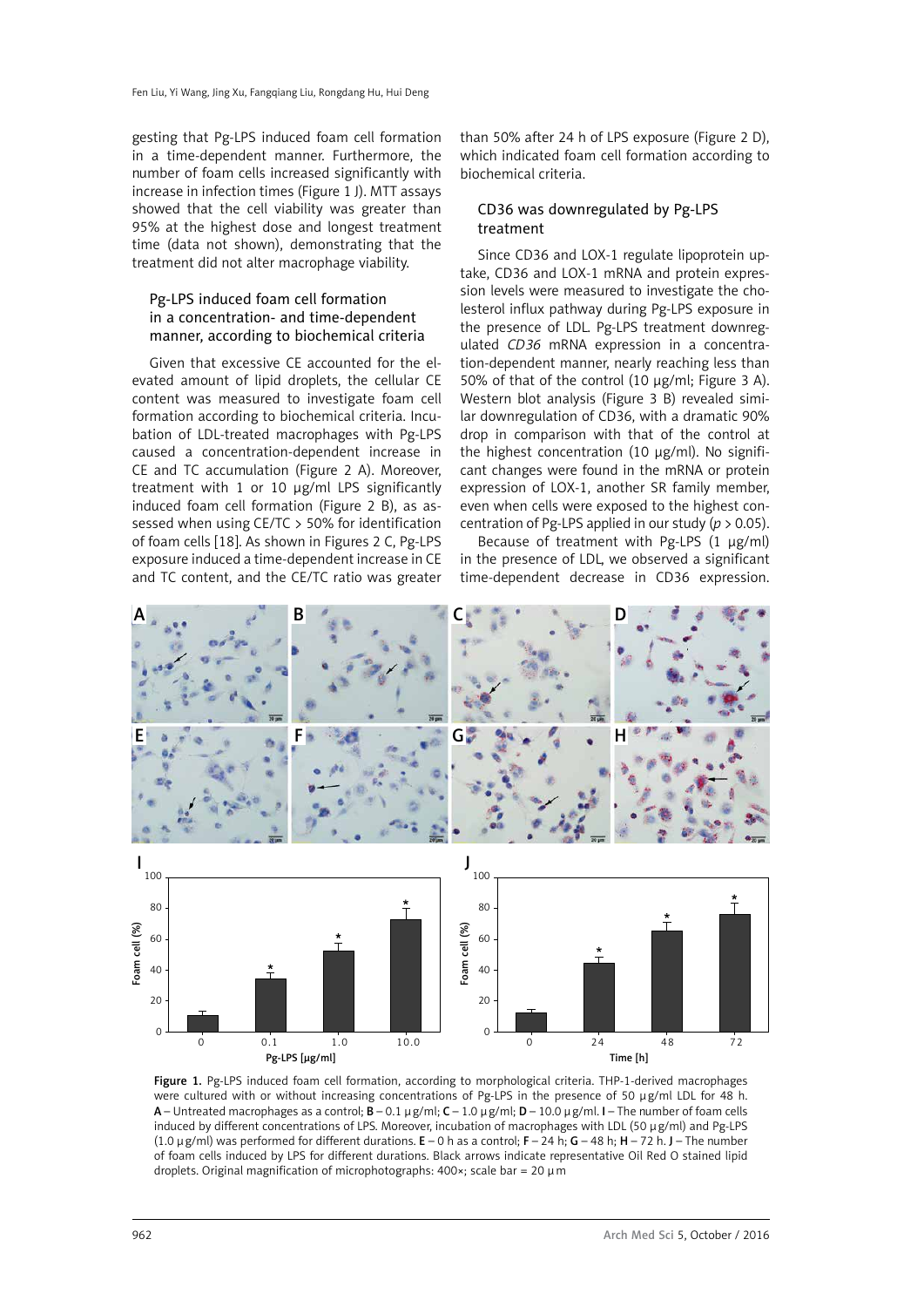gesting that Pg-LPS induced foam cell formation in a time-dependent manner. Furthermore, the number of foam cells increased significantly with increase in infection times (Figure 1 J). MTT assays showed that the cell viability was greater than 95% at the highest dose and longest treatment time (data not shown), demonstrating that the treatment did not alter macrophage viability.

### Pg-LPS induced foam cell formation in a concentration- and time-dependent manner, according to biochemical criteria

Given that excessive CE accounted for the elevated amount of lipid droplets, the cellular CE content was measured to investigate foam cell formation according to biochemical criteria. Incubation of LDL-treated macrophages with Pg-LPS caused a concentration-dependent increase in CE and TC accumulation (Figure 2 A). Moreover, treatment with 1 or 10 μg/ml LPS significantly induced foam cell formation (Figure 2 B), as assessed when using CE/TC > 50% for identification of foam cells [18]. As shown in Figures 2 C, Pg-LPS exposure induced a time-dependent increase in CE and TC content, and the CE/TC ratio was greater than 50% after 24 h of LPS exposure (Figure 2 D), which indicated foam cell formation according to biochemical criteria.

### CD36 was downregulated by Pg-LPS treatment

Since CD36 and LOX-1 regulate lipoprotein uptake, CD36 and LOX-1 mRNA and protein expression levels were measured to investigate the cholesterol influx pathway during Pg-LPS exposure in the presence of LDL. Pg-LPS treatment downregulated *CD36* mRNA expression in a concentration-dependent manner, nearly reaching less than 50% of that of the control (10 μg/ml; Figure 3 A). Western blot analysis (Figure 3 B) revealed similar downregulation of CD36, with a dramatic 90% drop in comparison with that of the control at the highest concentration (10 μg/ml). No significant changes were found in the mRNA or protein expression of LOX-1, another SR family member, even when cells were exposed to the highest concentration of Pg-LPS applied in our study ($p > 0.05$).

Because of treatment with Pg-LPS (1 μg/ml) in the presence of LDL, we observed a significant time-dependent decrease in CD36 expression.

**Figure 1.** Pg-LPS induced foam cell formation, according to morphological criteria. THP-1-derived macrophages were cultured with or without increasing concentrations of Pg-LPS in the presence of 50 μg/ml LDL for 48 h. **A** – Untreated macrophages as a control; **B** – 0.1 μg/ml; **C** – 1.0 μg/ml; **D** – 10.0 μg/ml. **I** – The number of foam cells induced by different concentrations of LPS. Moreover, incubation of macrophages with LDL (50 μg/ml) and Pg-LPS (1.0 μg/ml) was performed for different durations. **E** – 0 h as a control; **F** – 24 h; **G** – 48 h; **H** – 72 h. **J** – The number of foam cells induced by LPS for different durations. Black arrows indicate representative Oil Red O stained lipid droplets. Original magnification of microphotographs: 400×; scale bar = 20 μm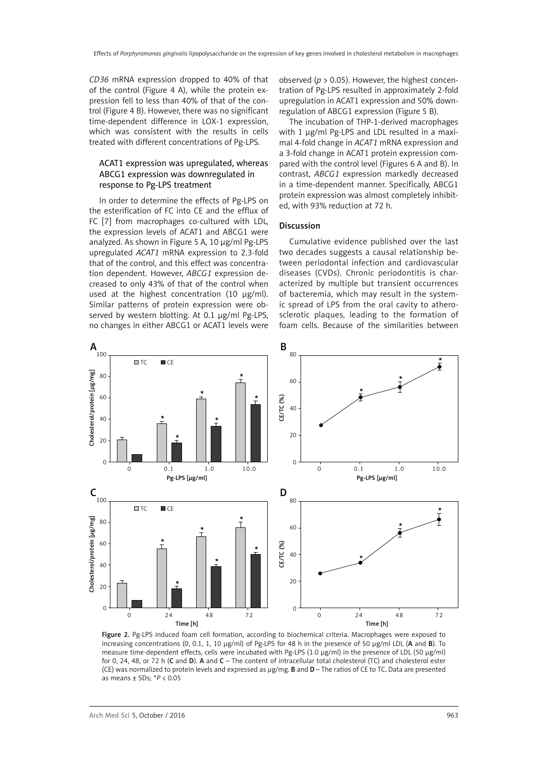*CD36* mRNA expression dropped to 40% of that of the control (Figure 4 A), while the protein expression fell to less than 40% of that of the control (Figure 4 B). However, there was no significant time-dependent difference in LOX-1 expression, which was consistent with the results in cells treated with different concentrations of Pg-LPS.

### ACAT1 expression was upregulated, whereas ABCG1 expression was downregulated in response to Pg-LPS treatment

In order to determine the effects of Pg-LPS on the esterification of FC into CE and the efflux of FC [7] from macrophages co-cultured with LDL, the expression levels of ACAT1 and ABCG1 were analyzed. As shown in Figure 5 A, 10 μg/ml Pg-LPS upregulated *ACAT1* mRNA expression to 2.3-fold that of the control, and this effect was concentration dependent. However, *ABCG1* expression decreased to only 43% of that of the control when used at the highest concentration (10 μg/ml). Similar patterns of protein expression were observed by western blotting. At 0.1 μg/ml Pg-LPS, no changes in either ABCG1 or ACAT1 levels were observed ($p > 0.05$). However, the highest concentration of Pg-LPS resulted in approximately 2-fold upregulation in ACAT1 expression and 50% downregulation of ABCG1 expression (Figure 5 B).

The incubation of THP-1-derived macrophages with 1 μg/ml Pg-LPS and LDL resulted in a maximal 4-fold change in *ACAT1* mRNA expression and a 3-fold change in ACAT1 protein expression compared with the control level (Figures 6 A and B). In contrast, *ABCG1* expression markedly decreased in a time-dependent manner. Specifically, ABCG1 protein expression was almost completely inhibited, with 93% reduction at 72 h.

## Discussion

Cumulative evidence published over the last two decades suggests a causal relationship between periodontal infection and cardiovascular diseases (CVDs). Chronic periodontitis is characterized by multiple but transient occurrences of bacteremia, which may result in the systemic spread of LPS from the oral cavity to atherosclerotic plaques, leading to the formation of foam cells. Because of the similarities between

**Figure 2.** Pg-LPS induced foam cell formation, according to biochemical criteria. Macrophages were exposed to increasing concentrations (0, 0.1, 1, 10 μg/ml) of Pg-LPS for 48 h in the presence of 50 μg/ml LDL (**A** and **B**). To measure time-dependent effects, cells were incubated with Pg-LPS (1.0 μg/ml) in the presence of LDL (50 μg/ml) for 0, 24, 48, or 72 h (**C** and **D**). **A** and **C** – The content of intracellular total cholesterol (TC) and cholesterol ester (CE) was normalized to protein levels and expressed as μg/mg. **B** and **D** – The ratios of CE to TC. Data are presented as means ± SDs; $^*P < 0.05$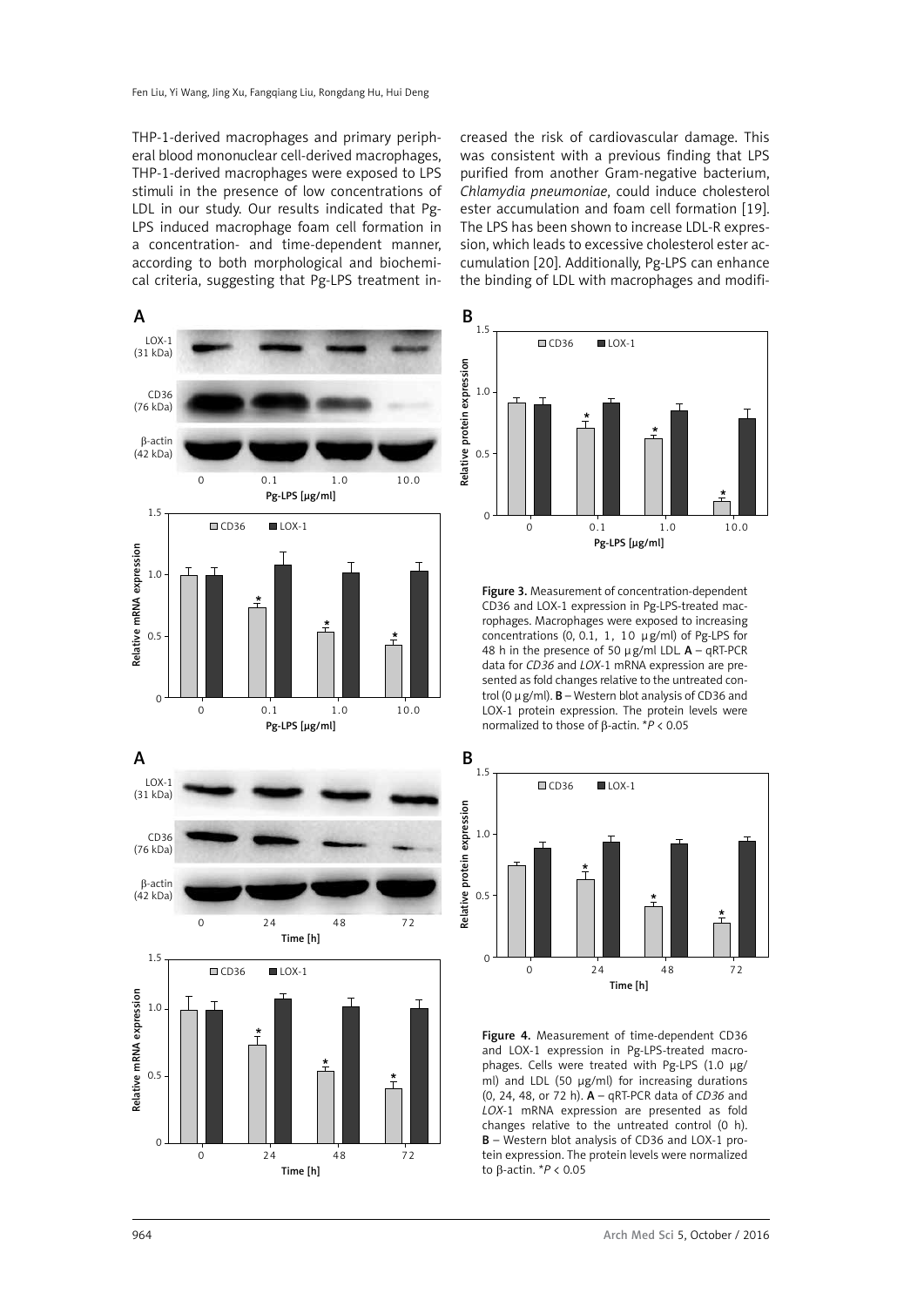THP-1-derived macrophages and primary peripheral blood mononuclear cell-derived macrophages, THP-1-derived macrophages were exposed to LPS stimuli in the presence of low concentrations of LDL in our study. Our results indicated that Pg-LPS induced macrophage foam cell formation in a concentration- and time-dependent manner, according to both morphological and biochemical criteria, suggesting that Pg-LPS treatment increased the risk of cardiovascular damage. This was consistent with a previous finding that LPS purified from another Gram-negative bacterium, *Chlamydia pneumoniae*, could induce cholesterol ester accumulation and foam cell formation [19]. The LPS has been shown to increase LDL-R expression, which leads to excessive cholesterol ester accumulation [20]. Additionally, Pg-LPS can enhance the binding of LDL with macrophages and modifi-

**Figure 3.** Measurement of concentration-dependent CD36 and LOX-1 expression in Pg-LPS-treated macrophages. Macrophages were exposed to increasing concentrations (0, 0.1, 1, 10 µg/ml) of Pg-LPS for 48 h in the presence of 50 µg/ml LDL. **A** – qRT-PCR data for *CD36* and *LOX*-1 mRNA expression are presented as fold changes relative to the untreated control (0 µg/ml). **B** – Western blot analysis of CD36 and LOX-1 protein expression. The protein levels were normalized to those of β-actin. $^{*}P < 0.05$

**Figure 4.** Measurement of time-dependent CD36 and LOX-1 expression in Pg-LPS-treated macrophages. Cells were treated with Pg-LPS (1.0 µg/ml) and LDL (50 µg/ml) for increasing durations (0, 24, 48, or 72 h). **A** – qRT-PCR data of *CD36* and *LOX*-1 mRNA expression are presented as fold changes relative to the untreated control (0 h). **B** – Western blot analysis of CD36 and LOX-1 protein expression. The protein levels were normalized to β-actin. $^{*}P < 0.05$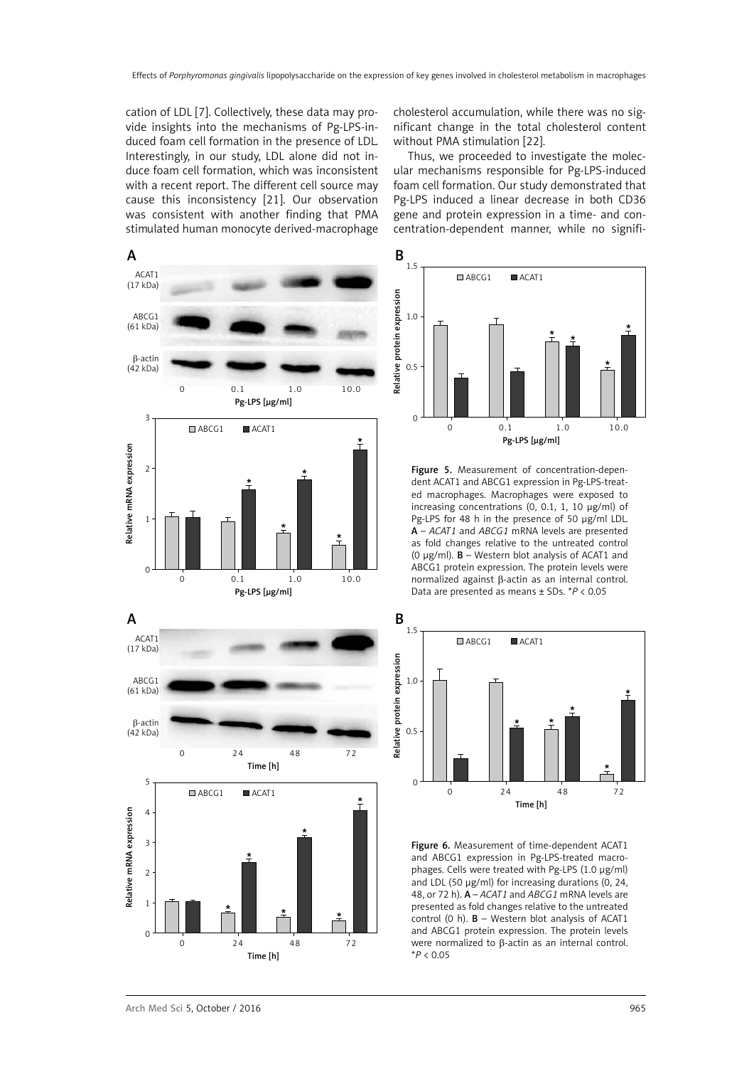cation of LDL [7]. Collectively, these data may provide insights into the mechanisms of Pg-LPS-induced foam cell formation in the presence of LDL. Interestingly, in our study, LDL alone did not induce foam cell formation, which was inconsistent with a recent report. The different cell source may cause this inconsistency [21]. Our observation was consistent with another finding that PMA stimulated human monocyte derived-macrophage cholesterol accumulation, while there was no significant change in the total cholesterol content without PMA stimulation [22].

Thus, we proceeded to investigate the molecular mechanisms responsible for Pg-LPS-induced foam cell formation. Our study demonstrated that Pg-LPS induced a linear decrease in both CD36 gene and protein expression in a time- and concentration-dependent manner, while no signifi-

**Figure 5.** Measurement of concentration-dependent ACAT1 and ABCG1 expression in Pg-LPS-treated macrophages. Macrophages were exposed to increasing concentrations (0, 0.1, 1, 10 μg/ml) of Pg-LPS for 48 h in the presence of 50 μg/ml LDL. **A** – *ACAT1* and *ABCG1* mRNA levels are presented as fold changes relative to the untreated control (0 μg/ml). **B** – Western blot analysis of ACAT1 and ABCG1 protein expression. The protein levels were normalized against β-actin as an internal control. Data are presented as means ± SDs. $^*P < 0.05$

**Figure 6.** Measurement of time-dependent ACAT1 and ABCG1 expression in Pg-LPS-treated macrophages. Cells were treated with Pg-LPS (1.0 μg/ml) and LDL (50 μg/ml) for increasing durations (0, 24, 48, or 72 h). **A** – *ACAT1* and *ABCG1* mRNA levels are presented as fold changes relative to the untreated control (0 h). **B** – Western blot analysis of ACAT1 and ABCG1 protein expression. The protein levels were normalized to β-actin as an internal control. $^*P < 0.05$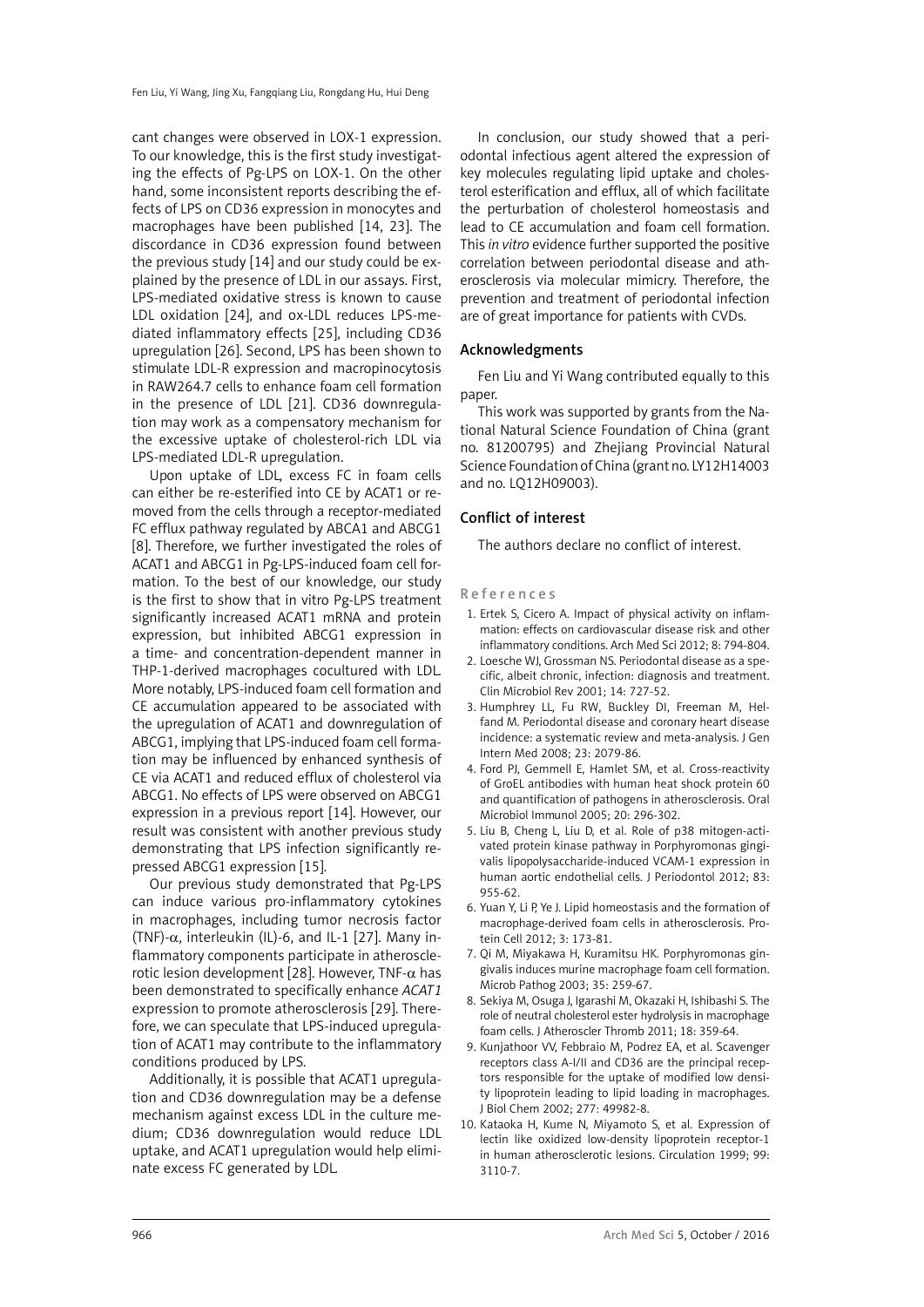cant changes were observed in LOX-1 expression. To our knowledge, this is the first study investigating the effects of Pg-LPS on LOX-1. On the other hand, some inconsistent reports describing the effects of LPS on CD36 expression in monocytes and macrophages have been published [14, 23]. The discordance in CD36 expression found between the previous study [14] and our study could be explained by the presence of LDL in our assays. First, LPS-mediated oxidative stress is known to cause LDL oxidation [24], and ox-LDL reduces LPS-mediated inflammatory effects [25], including CD36 upregulation [26]. Second, LPS has been shown to stimulate LDL-R expression and macropinocytosis in RAW264.7 cells to enhance foam cell formation in the presence of LDL [21]. CD36 downregulation may work as a compensatory mechanism for the excessive uptake of cholesterol-rich LDL via LPS-mediated LDL-R upregulation.

Upon uptake of LDL, excess FC in foam cells can either be re-esterified into CE by ACAT1 or removed from the cells through a receptor-mediated FC efflux pathway regulated by ABCA1 and ABCG1 [8]. Therefore, we further investigated the roles of ACAT1 and ABCG1 in Pg-LPS-induced foam cell formation. To the best of our knowledge, our study is the first to show that in vitro Pg-LPS treatment significantly increased ACAT1 mRNA and protein expression, but inhibited ABCG1 expression in a time- and concentration-dependent manner in THP-1-derived macrophages cocultured with LDL. More notably, LPS-induced foam cell formation and CE accumulation appeared to be associated with the upregulation of ACAT1 and downregulation of ABCG1, implying that LPS-induced foam cell formation may be influenced by enhanced synthesis of CE via ACAT1 and reduced efflux of cholesterol via ABCG1. No effects of LPS were observed on ABCG1 expression in a previous report [14]. However, our result was consistent with another previous study demonstrating that LPS infection significantly repressed ABCG1 expression [15].

Our previous study demonstrated that Pg-LPS can induce various pro-inflammatory cytokines in macrophages, including tumor necrosis factor (TNF)-$\alpha$, interleukin (IL)-6, and IL-1 [27]. Many inflammatory components participate in atherosclerotic lesion development [28]. However, TNF-$\alpha$ has been demonstrated to specifically enhance *ACAT1* expression to promote atherosclerosis [29]. Therefore, we can speculate that LPS-induced upregulation of ACAT1 may contribute to the inflammatory conditions produced by LPS.

Additionally, it is possible that ACAT1 upregulation and CD36 downregulation may be a defense mechanism against excess LDL in the culture medium; CD36 downregulation would reduce LDL uptake, and ACAT1 upregulation would help eliminate excess FC generated by LDL.

In conclusion, our study showed that a periodontal infectious agent altered the expression of key molecules regulating lipid uptake and cholesterol esterification and efflux, all of which facilitate the perturbation of cholesterol homeostasis and lead to CE accumulation and foam cell formation. This *in vitro* evidence further supported the positive correlation between periodontal disease and atherosclerosis via molecular mimicry. Therefore, the prevention and treatment of periodontal infection are of great importance for patients with CVDs.

## Acknowledgments

Fen Liu and Yi Wang contributed equally to this paper.

This work was supported by grants from the National Natural Science Foundation of China (grant no. 81200795) and Zhejiang Provincial Natural Science Foundation of China (grant no. LY12H14003 and no. LQ12H09003).

## Conflict of interest

The authors declare no conflict of interest.

## References

1. Ertek S, Cicero A. Impact of physical activity on inflammation: effects on cardiovascular disease risk and other inflammatory conditions. Arch Med Sci 2012; 8: 794-804.
2. Loesche WJ, Grossman NS. Periodontal disease as a specific, albeit chronic, infection: diagnosis and treatment. Clin Microbiol Rev 2001; 14: 727-52.
3. Humphrey LL, Fu RW, Buckley DI, Freeman M, Helfand M. Periodontal disease and coronary heart disease incidence: a systematic review and meta-analysis. J Gen Intern Med 2008; 23: 2079-86.
4. Ford PJ, Gemmell E, Hamlet SM, et al. Cross-reactivity of GroEL antibodies with human heat shock protein 60 and quantification of pathogens in atherosclerosis. Oral Microbiol Immunol 2005; 20: 296-302.
5. Liu B, Cheng L, Liu D, et al. Role of p38 mitogen-activated protein kinase pathway in Porphyromonas gingivalis lipopolysaccharide-induced VCAM-1 expression in human aortic endothelial cells. J Periodontol 2012; 83: 955-62.
6. Yuan Y, Li P, Ye J. Lipid homeostasis and the formation of macrophage-derived foam cells in atherosclerosis. Protein Cell 2012; 3: 173-81.
7. Qi M, Miyakawa H, Kuramitsu HK. Porphyromonas gingivalis induces murine macrophage foam cell formation. Microb Pathog 2003; 35: 259-67.
8. Sekiya M, Osuga J, Igarashi M, Okazaki H, Ishibashi S. The role of neutral cholesterol ester hydrolysis in macrophage foam cells. J Atheroscler Thromb 2011; 18: 359-64.
9. Kunjathoor VV, Febbraio M, Podrez EA, et al. Scavenger receptors class A-I/II and CD36 are the principal receptors responsible for the uptake of modified low density lipoprotein leading to lipid loading in macrophages. J Biol Chem 2002; 277: 49982-8.
10. Kataoka H, Kume N, Miyamoto S, et al. Expression of lectin like oxidized low-density lipoprotein receptor-1 in human atherosclerotic lesions. Circulation 1999; 99: 3110-7.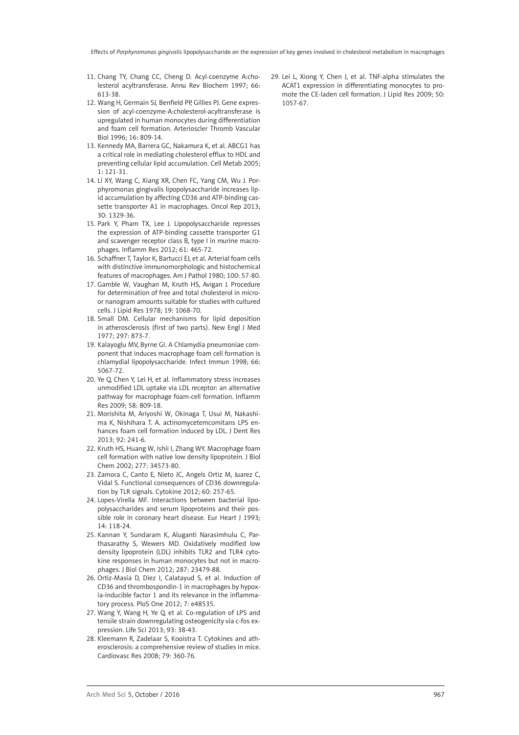11. Chang TY, Chang CC, Cheng D. Acyl-coenzyme A:cholesterol acyltransferase. Annu Rev Biochem 1997; 66: 613-38.
12. Wang H, Germain SJ, Benfield PP, Gillies PJ. Gene expression of acyl-coenzyme-A:cholesterol-acyltransferase is upregulated in human monocytes during differentiation and foam cell formation. Arterioscler Thromb Vascular Biol 1996; 16: 809-14.
13. Kennedy MA, Barrera GC, Nakamura K, et al. ABCG1 has a critical role in mediating cholesterol efflux to HDL and preventing cellular lipid accumulation. Cell Metab 2005; 1: 121-31.
14. Li XY, Wang C, Xiang XR, Chen FC, Yang CM, Wu J. Porphyromonas gingivalis lipopolysaccharide increases lipid accumulation by affecting CD36 and ATP-binding cassette transporter A1 in macrophages. Oncol Rep 2013; 30: 1329-36.
15. Park Y, Pham TX, Lee J. Lipopolysaccharide represses the expression of ATP-binding cassette transporter G1 and scavenger receptor class B, type I in murine macrophages. Inflamm Res 2012; 61: 465-72.
16. Schaffner T, Taylor K, Bartucci EJ, et al. Arterial foam cells with distinctive immunomorphologic and histochemical features of macrophages. Am J Pathol 1980; 100: 57-80.
17. Gamble W, Vaughan M, Kruth HS, Avigan J. Procedure for determination of free and total cholesterol in micro- or nanogram amounts suitable for studies with cultured cells. J Lipid Res 1978; 19: 1068-70.
18. Small DM. Cellular mechanisms for lipid deposition in atherosclerosis (first of two parts). New Engl J Med 1977; 297: 873-7.
19. Kalayoglu MV, Byrne GI. A Chlamydia pneumoniae component that induces macrophage foam cell formation is chlamydial lipopolysaccharide. Infect Immun 1998; 66: 5067-72.
20. Ye Q, Chen Y, Lei H, et al. Inflammatory stress increases unmodified LDL uptake via LDL receptor: an alternative pathway for macrophage foam-cell formation. Inflamm Res 2009; 58: 809-18.
21. Morishita M, Ariyoshi W, Okinaga T, Usui M, Nakashima K, Nishihara T. A. actinomycetemcomitans LPS enhances foam cell formation induced by LDL. J Dent Res 2013; 92: 241-6.
22. Kruth HS, Huang W, Ishii I, Zhang WY. Macrophage foam cell formation with native low density lipoprotein. J Biol Chem 2002; 277: 34573-80.
23. Zamora C, Canto E, Nieto JC, Angels Ortiz M, Juarez C, Vidal S. Functional consequences of CD36 downregulation by TLR signals. Cytokine 2012; 60: 257-65.
24. Lopes-Virella MF. Interactions between bacterial lipopolysaccharides and serum lipoproteins and their possible role in coronary heart disease. Eur Heart J 1993; 14: 118-24.
25. Kannan Y, Sundaram K, Aluganti Narasimhulu C, Parthasarathy S, Wewers MD. Oxidatively modified low density lipoprotein (LDL) inhibits TLR2 and TLR4 cytokine responses in human monocytes but not in macrophages. J Biol Chem 2012; 287: 23479-88.
26. Ortiz-Masia D, Diez I, Calatayud S, et al. Induction of CD36 and thrombospondin-1 in macrophages by hypoxia-inducible factor 1 and its relevance in the inflammatory process. PloS One 2012; 7: e48535.
27. Wang Y, Wang H, Ye Q, et al. Co-regulation of LPS and tensile strain downregulating osteogenicity via c-fos expression. Life Sci 2013; 93: 38-43.
28. Kleemann R, Zadelaar S, Kooistra T. Cytokines and atherosclerosis: a comprehensive review of studies in mice. Cardiovasc Res 2008; 79: 360-76.
29. Lei L, Xiong Y, Chen J, et al. TNF-alpha stimulates the ACAT1 expression in differentiating monocytes to promote the CE-laden cell formation. J Lipid Res 2009; 50: 1057-67.